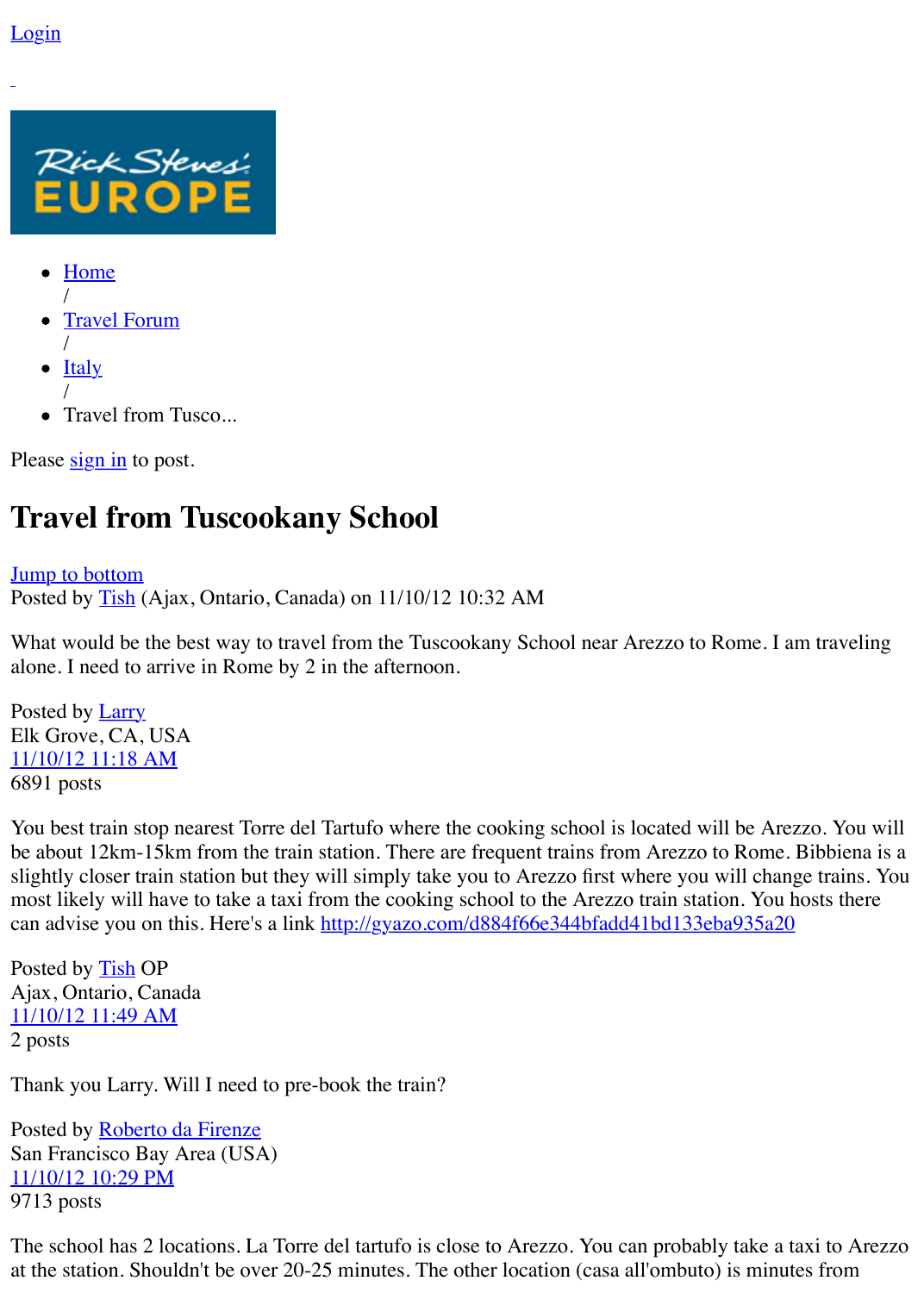Login

- Home
  /
- Travel Forum
  /
- Italy
  /
- Travel from Tusco...

Please sign in to post.

# Travel from Tuscookany School

Jump to bottom
Posted by Tish (Ajax, Ontario, Canada) on 11/10/12 10:32 AM

What would be the best way to travel from the Tuscookany School near Arezzo to Rome. I am traveling alone. I need to arrive in Rome by 2 in the afternoon.

Posted by Larry
Elk Grove, CA, USA
11/10/12 11:18 AM
6891 posts

You best train stop nearest Torre del Tartufo where the cooking school is located will be Arezzo. You will be about 12km-15km from the train station. There are frequent trains from Arezzo to Rome. Bibbiena is a slightly closer train station but they will simply take you to Arezzo first where you will change trains. You most likely will have to take a taxi from the cooking school to the Arezzo train station. You hosts there can advise you on this. Here's a link http://gyazo.com/d884f66e344bfadd41bd133eba935a20

Posted by Tish OP
Ajax, Ontario, Canada
11/10/12 11:49 AM
2 posts

Thank you Larry. Will I need to pre-book the train?

Posted by Roberto da Firenze
San Francisco Bay Area (USA)
11/10/12 10:29 PM
9713 posts

The school has 2 locations. La Torre del tartufo is close to Arezzo. You can probably take a taxi to Arezzo at the station. Shouldn't be over 20-25 minutes. The other location (casa all'ombuto) is minutes from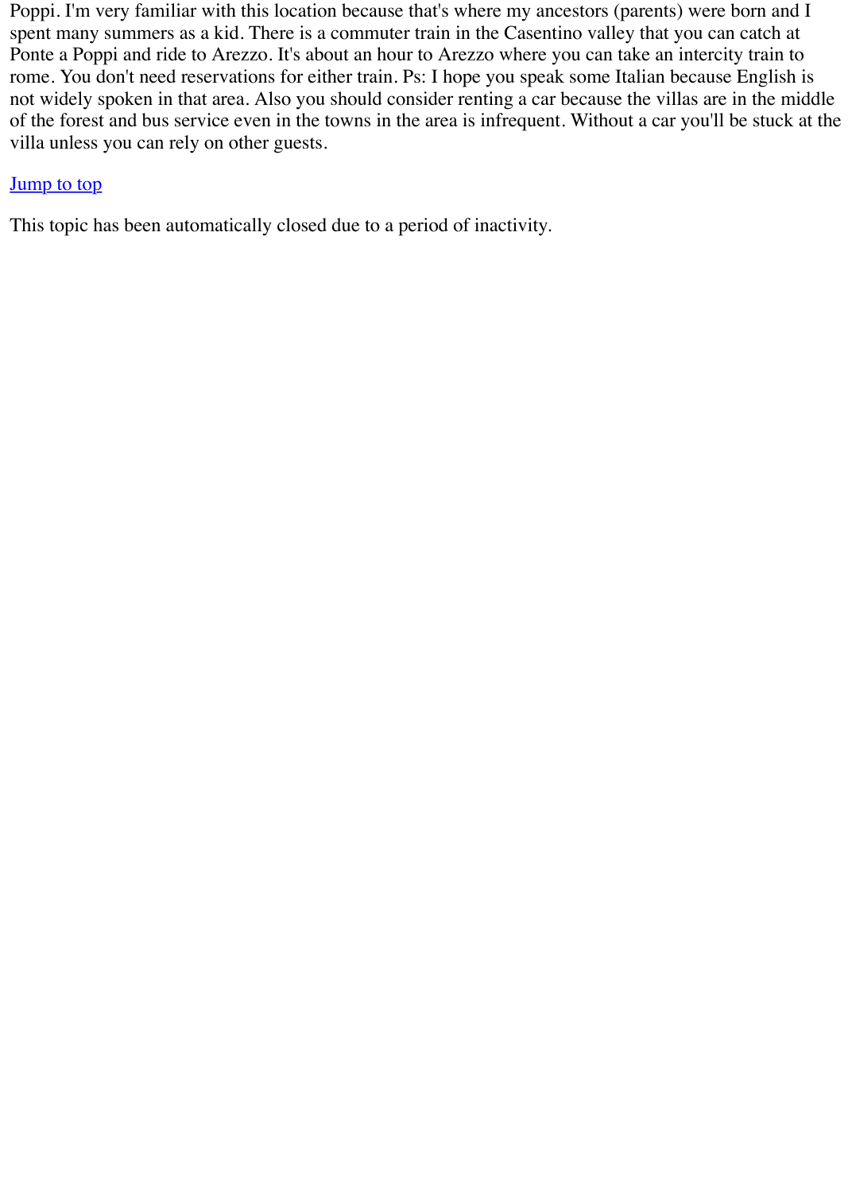Poppi. I'm very familiar with this location because that's where my ancestors (parents) were born and I spent many summers as a kid. There is a commuter train in the Casentino valley that you can catch at Ponte a Poppi and ride to Arezzo. It's about an hour to Arezzo where you can take an intercity train to rome. You don't need reservations for either train. Ps: I hope you speak some Italian because English is not widely spoken in that area. Also you should consider renting a car because the villas are in the middle of the forest and bus service even in the towns in the area is infrequent. Without a car you'll be stuck at the villa unless you can rely on other guests.

Jump to top

This topic has been automatically closed due to a period of inactivity.